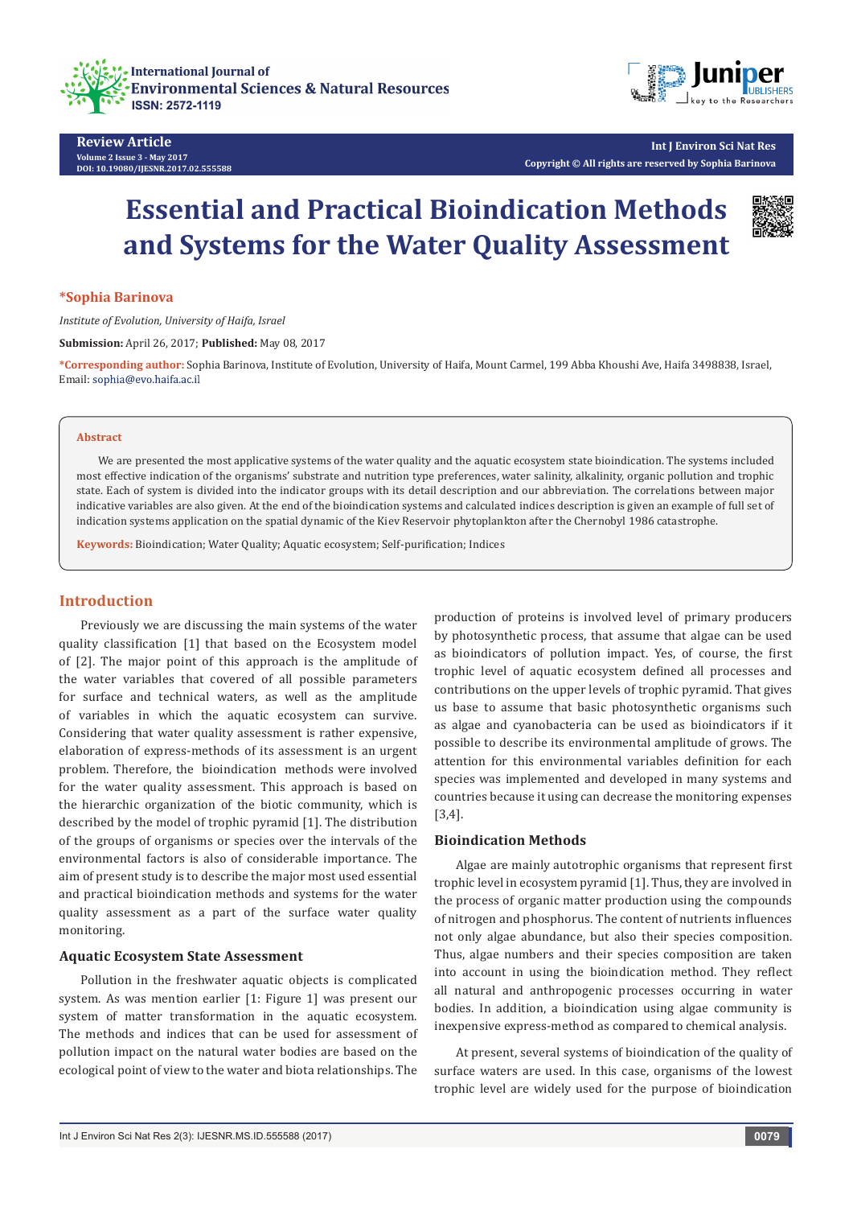**Review Article**
Volume 2 Issue 3 - May 2017
DOI: 10.19080/IJESNR.2017.02.555588

Int J Environ Sci Nat Res
Copyright © All rights are reserved by Sophia Barinova

# Essential and Practical Bioindication Methods and Systems for the Water Quality Assessment

**\*Sophia Barinova**

*Institute of Evolution, University of Haifa, Israel*

**Submission:** April 26, 2017; **Published:** May 08, 2017

**\*Corresponding author:** Sophia Barinova, Institute of Evolution, University of Haifa, Mount Carmel, 199 Abba Khoushi Ave, Haifa 3498838, Israel, Email: sophia@evo.haifa.ac.il

## Abstract

We are presented the most applicative systems of the water quality and the aquatic ecosystem state bioindication. The systems included most effective indication of the organisms' substrate and nutrition type preferences, water salinity, alkalinity, organic pollution and trophic state. Each of system is divided into the indicator groups with its detail description and our abbreviation. The correlations between major indicative variables are also given. At the end of the bioindication systems and calculated indices description is given an example of full set of indication systems application on the spatial dynamic of the Kiev Reservoir phytoplankton after the Chernobyl 1986 catastrophe.

**Keywords:** Bioindication; Water Quality; Aquatic ecosystem; Self-purification; Indices

## Introduction

Previously we are discussing the main systems of the water quality classification [1] that based on the Ecosystem model of [2]. The major point of this approach is the amplitude of the water variables that covered of all possible parameters for surface and technical waters, as well as the amplitude of variables in which the aquatic ecosystem can survive. Considering that water quality assessment is rather expensive, elaboration of express-methods of its assessment is an urgent problem. Therefore, the bioindication methods were involved for the water quality assessment. This approach is based on the hierarchic organization of the biotic community, which is described by the model of trophic pyramid [1]. The distribution of the groups of organisms or species over the intervals of the environmental factors is also of considerable importance. The aim of present study is to describe the major most used essential and practical bioindication methods and systems for the water quality assessment as a part of the surface water quality monitoring.

### Aquatic Ecosystem State Assessment

Pollution in the freshwater aquatic objects is complicated system. As was mention earlier [1: Figure 1] was present our system of matter transformation in the aquatic ecosystem. The methods and indices that can be used for assessment of pollution impact on the natural water bodies are based on the ecological point of view to the water and biota relationships. The production of proteins is involved level of primary producers by photosynthetic process, that assume that algae can be used as bioindicators of pollution impact. Yes, of course, the first trophic level of aquatic ecosystem defined all processes and contributions on the upper levels of trophic pyramid. That gives us base to assume that basic photosynthetic organisms such as algae and cyanobacteria can be used as bioindicators if it possible to describe its environmental amplitude of grows. The attention for this environmental variables definition for each species was implemented and developed in many systems and countries because it using can decrease the monitoring expenses [3,4].

### Bioindication Methods

Algae are mainly autotrophic organisms that represent first trophic level in ecosystem pyramid [1]. Thus, they are involved in the process of organic matter production using the compounds of nitrogen and phosphorus. The content of nutrients influences not only algae abundance, but also their species composition. Thus, algae numbers and their species composition are taken into account in using the bioindication method. They reflect all natural and anthropogenic processes occurring in water bodies. In addition, a bioindication using algae community is inexpensive express-method as compared to chemical analysis.

At present, several systems of bioindication of the quality of surface waters are used. In this case, organisms of the lowest trophic level are widely used for the purpose of bioindication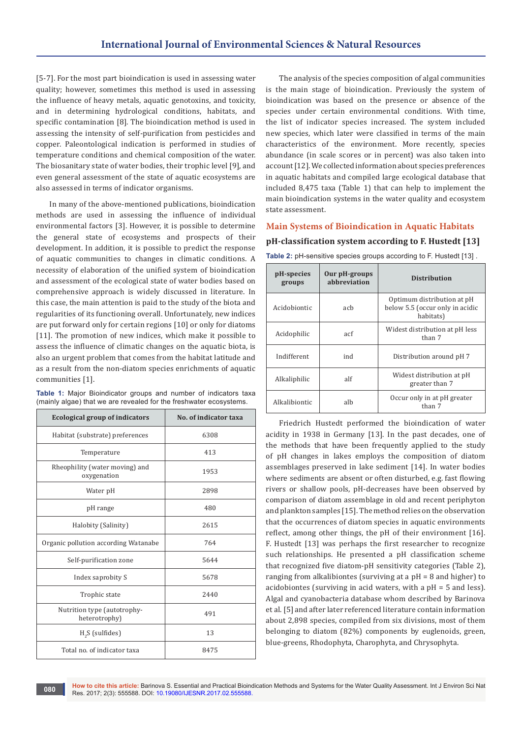[5-7]. For the most part bioindication is used in assessing water quality; however, sometimes this method is used in assessing the influence of heavy metals, aquatic genotoxins, and toxicity, and in determining hydrological conditions, habitats, and specific contamination [8]. The bioindication method is used in assessing the intensity of self-purification from pesticides and copper. Paleontological indication is performed in studies of temperature conditions and chemical composition of the water. The biosanitary state of water bodies, their trophic level [9], and even general assessment of the state of aquatic ecosystems are also assessed in terms of indicator organisms.

In many of the above-mentioned publications, bioindication methods are used in assessing the influence of individual environmental factors [3]. However, it is possible to determine the general state of ecosystems and prospects of their development. In addition, it is possible to predict the response of aquatic communities to changes in climatic conditions. A necessity of elaboration of the unified system of bioindication and assessment of the ecological state of water bodies based on comprehensive approach is widely discussed in literature. In this case, the main attention is paid to the study of the biota and regularities of its functioning overall. Unfortunately, new indices are put forward only for certain regions [10] or only for diatoms [11]. The promotion of new indices, which make it possible to assess the influence of climatic changes on the aquatic biota, is also an urgent problem that comes from the habitat latitude and as a result from the non-diatom species enrichments of aquatic communities [1].

**Table 1:** Major Bioindicator groups and number of indicators taxa (mainly algae) that we are revealed for the freshwater ecosystems.

| Ecological group of indicators | No. of indicator taxa |
|---|---|
| Habitat (substrate) preferences | 6308 |
| Temperature | 413 |
| Rheophility (water moving) and oxygenation | 1953 |
| Water pH | 2898 |
| pH range | 480 |
| Halobity (Salinity) | 2615 |
| Organic pollution according Watanabe | 764 |
| Self-purification zone | 5644 |
| Index saprobity S | 5678 |
| Trophic state | 2440 |
| Nutrition type (autotrophy-heterotrophy) | 491 |
| $H_2S$ (sulfides) | 13 |
| Total no. of indicator taxa | 8475 |

The analysis of the species composition of algal communities is the main stage of bioindication. Previously the system of bioindication was based on the presence or absence of the species under certain environmental conditions. With time, the list of indicator species increased. The system included new species, which later were classified in terms of the main characteristics of the environment. More recently, species abundance (in scale scores or in percent) was also taken into account [12]. We collected information about species preferences in aquatic habitats and compiled large ecological database that included 8,475 taxa (Table 1) that can help to implement the main bioindication systems in the water quality and ecosystem state assessment.

## Main Systems of Bioindication in Aquatic Habitats

### pH-classification system according to F. Hustedt [13]

**Table 2:** pH-sensitive species groups according to F. Hustedt [13] .

| pH-species groups | Our pH-groups abbreviation | Distribution |
|---|---|---|
| Acidobiontic | acb | Optimum distribution at pH below 5.5 (occur only in acidic habitats) |
| Acidophilic | acf | Widest distribution at pH less than 7 |
| Indifferent | ind | Distribution around pH 7 |
| Alkaliphilic | alf | Widest distribution at pH greater than 7 |
| Alkalibiontic | alb | Occur only in at pH greater than 7 |

Friedrich Hustedt performed the bioindication of water acidity in 1938 in Germany [13]. In the past decades, one of the methods that have been frequently applied to the study of pH changes in lakes employs the composition of diatom assemblages preserved in lake sediment [14]. In water bodies where sediments are absent or often disturbed, e.g. fast flowing rivers or shallow pools, pH-decreases have been observed by comparison of diatom assemblage in old and recent periphyton and plankton samples [15]. The method relies on the observation that the occurrences of diatom species in aquatic environments reflect, among other things, the pH of their environment [16]. F. Hustedt [13] was perhaps the first researcher to recognize such relationships. He presented a pH classification scheme that recognized five diatom-pH sensitivity categories (Table 2), ranging from alkalibiontes (surviving at a pH = 8 and higher) to acidobiontes (surviving in acid waters, with a pH = 5 and less). Algal and cyanobacteria database whom described by Barinova et al. [5] and after later referenced literature contain information about 2,898 species, compiled from six divisions, most of them belonging to diatom (82%) components by euglenoids, green, blue-greens, Rhodophyta, Charophyta, and Chrysophyta.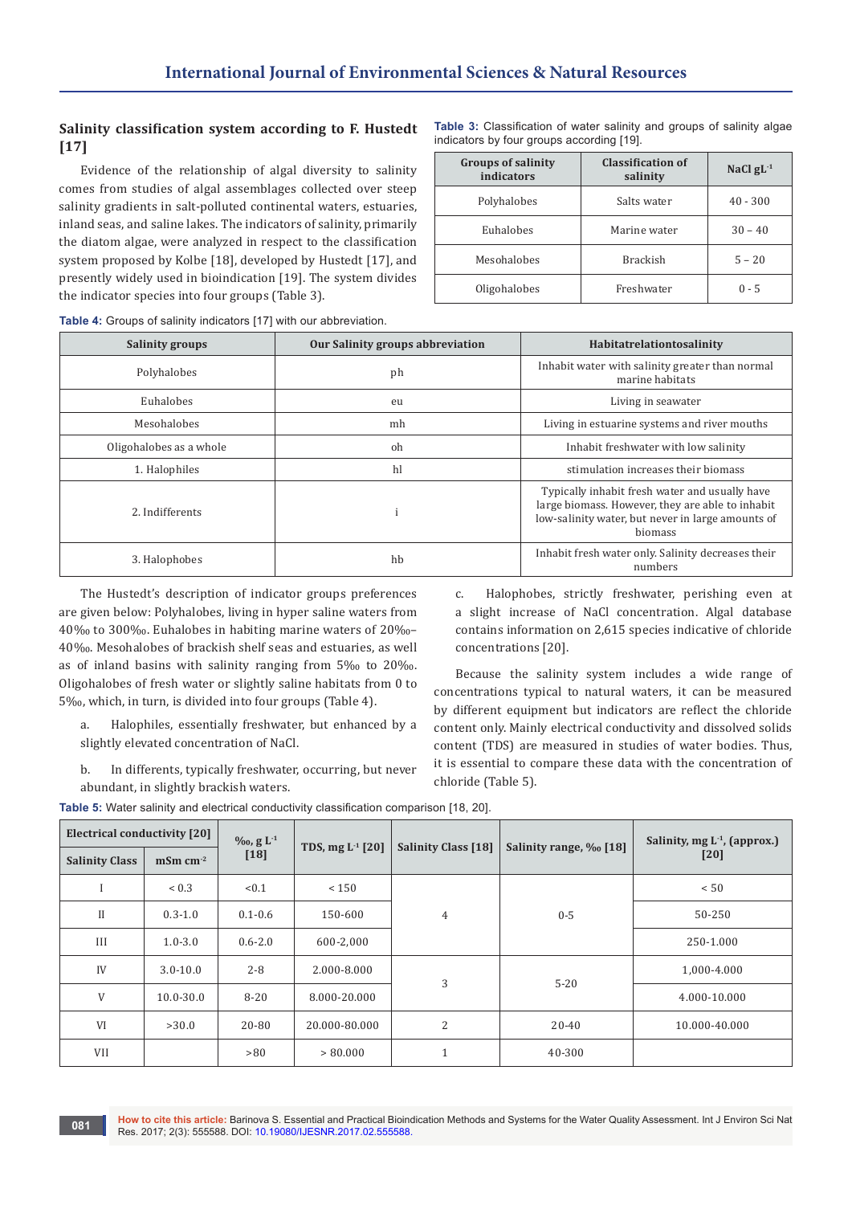## Salinity classification system according to F. Hustedt [17]

Evidence of the relationship of algal diversity to salinity comes from studies of algal assemblages collected over steep salinity gradients in salt-polluted continental waters, estuaries, inland seas, and saline lakes. The indicators of salinity, primarily the diatom algae, were analyzed in respect to the classification system proposed by Kolbe [18], developed by Hustedt [17], and presently widely used in bioindication [19]. The system divides the indicator species into four groups (Table 3).

**Table 3:** Classification of water salinity and groups of salinity algae indicators by four groups according [19].

| Groups of salinity indicators | Classification of salinity | NaCl $gL^{-1}$ |
|---|---|---|
| Polyhalobes | Salts water | 40 - 300 |
| Euhalobes | Marine water | 30 – 40 |
| Mesohalobes | Brackish | 5 – 20 |
| Oligohalobes | Freshwater | 0 - 5 |

**Table 4:** Groups of salinity indicators [17] with our abbreviation.

| Salinity groups | Our Salinity groups abbreviation | Habitatrelationtosalinity |
|---|---|---|
| Polyhalobes | ph | Inhabit water with salinity greater than normal marine habitats |
| Euhalobes | eu | Living in seawater |
| Mesohalobes | mh | Living in estuarine systems and river mouths |
| Oligohalobes as a whole | oh | Inhabit freshwater with low salinity |
| 1. Halophiles | hl | stimulation increases their biomass |
| 2. Indifferents | i | Typically inhabit fresh water and usually have large biomass. However, they are able to inhabit low-salinity water, but never in large amounts of biomass |
| 3. Halophobes | hb | Inhabit fresh water only. Salinity decreases their numbers |

The Hustedt's description of indicator groups preferences are given below: Polyhalobes, living in hyper saline waters from 40‰ to 300‰. Euhalobes in habiting marine waters of 20‰–40‰. Mesohalobes of brackish shelf seas and estuaries, as well as of inland basins with salinity ranging from 5‰ to 20‰. Oligohalobes of fresh water or slightly saline habitats from 0 to 5‰, which, in turn, is divided into four groups (Table 4).

a. Halophiles, essentially freshwater, but enhanced by a slightly elevated concentration of NaCl.

b. In differents, typically freshwater, occurring, but never abundant, in slightly brackish waters.

c. Halophobes, strictly freshwater, perishing even at a slight increase of NaCl concentration. Algal database contains information on 2,615 species indicative of chloride concentrations [20].

Because the salinity system includes a wide range of concentrations typical to natural waters, it can be measured by different equipment but indicators are reflect the chloride content only. Mainly electrical conductivity and dissolved solids content (TDS) are measured in studies of water bodies. Thus, it is essential to compare these data with the concentration of chloride (Table 5).

**Table 5:** Water salinity and electrical conductivity classification comparison [18, 20].

| Electrical conductivity [20] | | ‰, $g L^{-1}$ [18] | TDS, $mg L^{-1}$ [20] | Salinity Class [18] | Salinity range, ‰ [18] | Salinity, $mg L^{-1}$, (approx.) [20] |
|---|---|---|---|---|---|---|
| Salinity Class | mSm $cm^{-2}$ | | | | | |
| I | < 0.3 | <0.1 | < 150 | 4 | 0-5 | < 50 |
| II | 0.3-1.0 | 0.1-0.6 | 150-600 | | | 50-250 |
| III | 1.0-3.0 | 0.6-2.0 | 600-2,000 | | | 250-1.000 |
| IV | 3.0-10.0 | 2-8 | 2.000-8.000 | 3 | 5-20 | 1,000-4.000 |
| V | 10.0-30.0 | 8-20 | 8.000-20.000 | | | 4.000-10.000 |
| VI | >30.0 | 20-80 | 20.000-80.000 | 2 | 20-40 | 10.000-40.000 |
| VII | | >80 | > 80.000 | 1 | 40-300 | |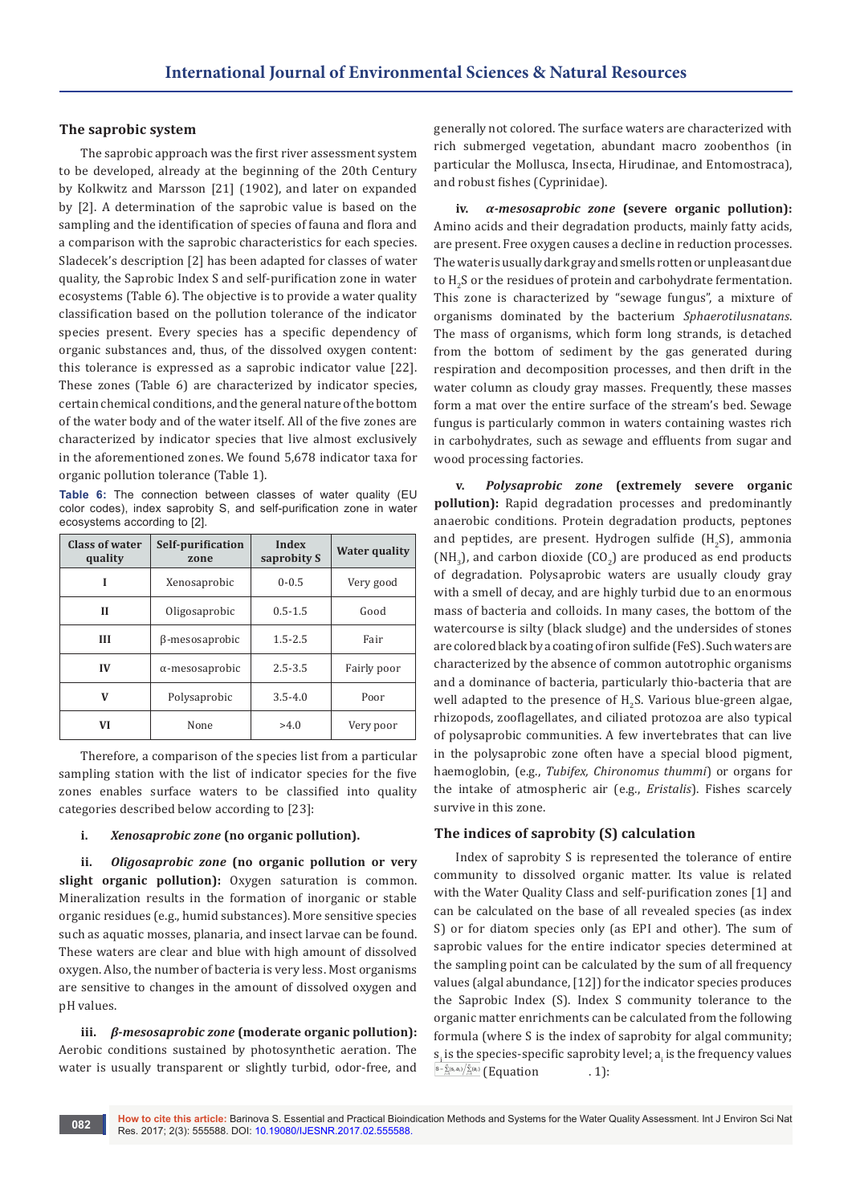### The saprobic system

The saprobic approach was the first river assessment system to be developed, already at the beginning of the 20th Century by Kolkwitz and Marsson [21] (1902), and later on expanded by [2]. A determination of the saprobic value is based on the sampling and the identification of species of fauna and flora and a comparison with the saprobic characteristics for each species. Sladecek's description [2] has been adapted for classes of water quality, the Saprobic Index S and self-purification zone in water ecosystems (Table 6). The objective is to provide a water quality classification based on the pollution tolerance of the indicator species present. Every species has a specific dependency of organic substances and, thus, of the dissolved oxygen content: this tolerance is expressed as a saprobic indicator value [22]. These zones (Table 6) are characterized by indicator species, certain chemical conditions, and the general nature of the bottom of the water body and of the water itself. All of the five zones are characterized by indicator species that live almost exclusively in the aforementioned zones. We found 5,678 indicator taxa for organic pollution tolerance (Table 1).

**Table 6:** The connection between classes of water quality (EU color codes), index saprobity S, and self-purification zone in water ecosystems according to [2].

| Class of water quality | Self-purification zone | Index saprobity S | Water quality |
|---|---|---|---|
| I | Xenosaprobic | 0-0.5 | Very good |
| II | Oligosaprobic | 0.5-1.5 | Good |
| III | β-mesosaprobic | 1.5-2.5 | Fair |
| IV | α-mesosaprobic | 2.5-3.5 | Fairly poor |
| V | Polysaprobic | 3.5-4.0 | Poor |
| VI | None | >4.0 | Very poor |

Therefore, a comparison of the species list from a particular sampling station with the list of indicator species for the five zones enables surface waters to be classified into quality categories described below according to [23]:

i. ***Xenosaprobic zone*** **(no organic pollution).**

ii. ***Oligosaprobic zone*** **(no organic pollution or very slight organic pollution):** Oxygen saturation is common. Mineralization results in the formation of inorganic or stable organic residues (e.g., humid substances). More sensitive species such as aquatic mosses, planaria, and insect larvae can be found. These waters are clear and blue with high amount of dissolved oxygen. Also, the number of bacteria is very less. Most organisms are sensitive to changes in the amount of dissolved oxygen and pH values.

iii. ***β-mesosaprobic zone*** **(moderate organic pollution):** Aerobic conditions sustained by photosynthetic aeration. The water is usually transparent or slightly turbid, odor-free, and generally not colored. The surface waters are characterized with rich submerged vegetation, abundant macro zoobenthos (in particular the Mollusca, Insecta, Hirudinae, and Entomostraca), and robust fishes (Cyprinidae).

iv. ***α-mesosaprobic zone*** **(severe organic pollution):** Amino acids and their degradation products, mainly fatty acids, are present. Free oxygen causes a decline in reduction processes. The water is usually dark gray and smells rotten or unpleasant due to $H_2S$ or the residues of protein and carbohydrate fermentation. This zone is characterized by "sewage fungus", a mixture of organisms dominated by the bacterium *Sphaerotilusnatans*. The mass of organisms, which form long strands, is detached from the bottom of sediment by the gas generated during respiration and decomposition processes, and then drift in the water column as cloudy gray masses. Frequently, these masses form a mat over the entire surface of the stream's bed. Sewage fungus is particularly common in waters containing wastes rich in carbohydrates, such as sewage and effluents from sugar and wood processing factories.

v. ***Polysaprobic zone*** **(extremely severe organic pollution):** Rapid degradation processes and predominantly anaerobic conditions. Protein degradation products, peptones and peptides, are present. Hydrogen sulfide ($H_2S$), ammonia ($NH_3$), and carbon dioxide ($CO_2$) are produced as end products of degradation. Polysaprobic waters are usually cloudy gray with a smell of decay, and are highly turbid due to an enormous mass of bacteria and colloids. In many cases, the bottom of the watercourse is silty (black sludge) and the undersides of stones are colored black by a coating of iron sulfide (FeS). Such waters are characterized by the absence of common autotrophic organisms and a dominance of bacteria, particularly thio-bacteria that are well adapted to the presence of $H_2S$. Various blue-green algae, rhizopods, zooflagellates, and ciliated protozoa are also typical of polysaprobic communities. A few invertebrates that can live in the polysaprobic zone often have a special blood pigment, haemoglobin, (e.g., *Tubifex, Chironomus thummi*) or organs for the intake of atmospheric air (e.g., *Eristalis*). Fishes scarcely survive in this zone.

### The indices of saprobity (S) calculation

Index of saprobity S is represented the tolerance of entire community to dissolved organic matter. Its value is related with the Water Quality Class and self-purification zones [1] and can be calculated on the base of all revealed species (as index S) or for diatom species only (as EPI and other). The sum of saprobic values for the entire indicator species determined at the sampling point can be calculated by the sum of all frequency values (algal abundance, [12]) for the indicator species produces the Saprobic Index (S). Index S community tolerance to the organic matter enrichments can be calculated from the following formula (where S is the index of saprobity for algal community; $s_i$ is the species-specific saprobity level; $a_i$ is the frequency values $S = \sum_{i=1}^{n}(s_i a_i) / \sum_{i=1}^{n}(a_i)$ (Equation . 1):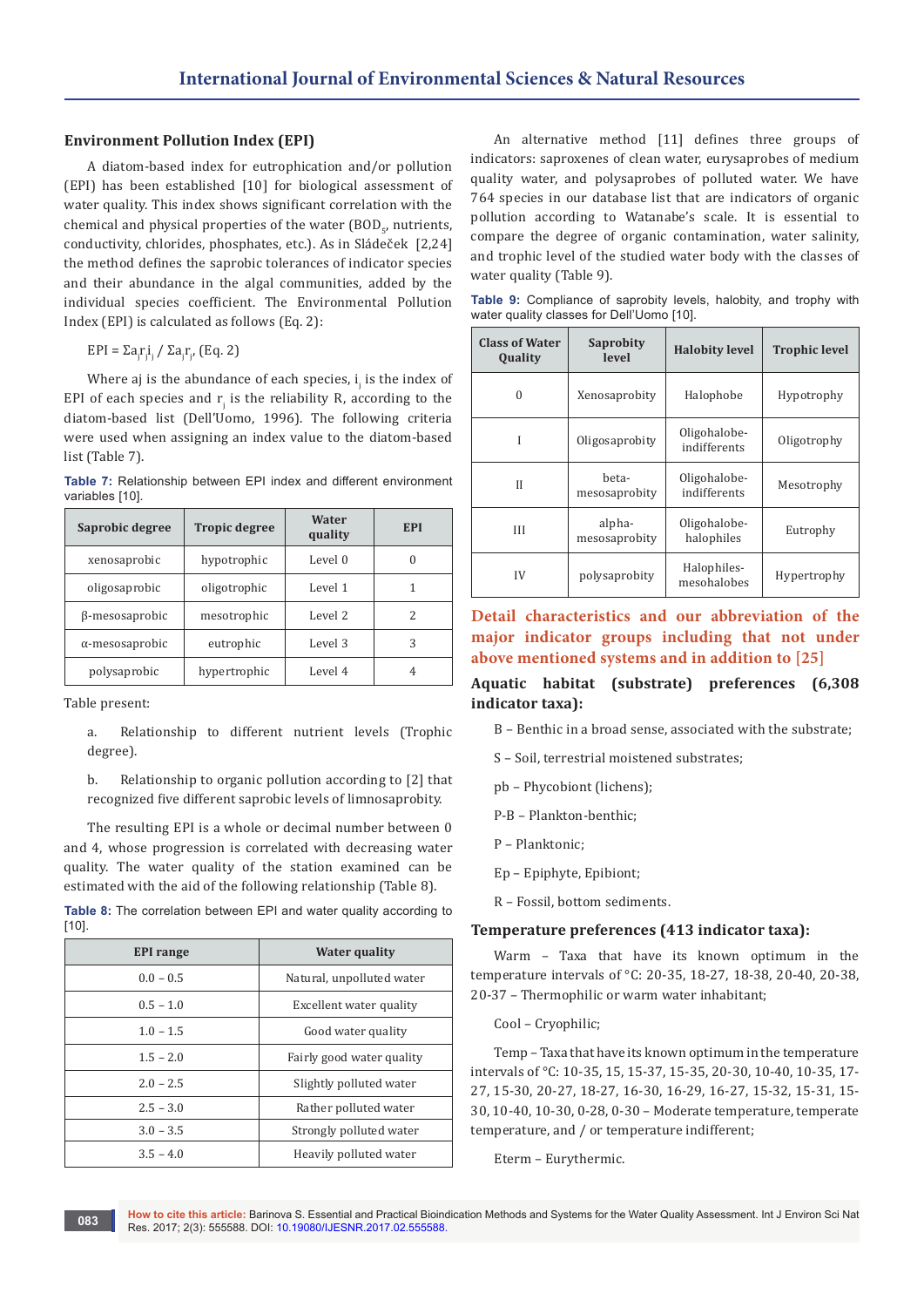## Environment Pollution Index (EPI)

A diatom-based index for eutrophication and/or pollution (EPI) has been established [10] for biological assessment of water quality. This index shows significant correlation with the chemical and physical properties of the water ($BOD_5$, nutrients, conductivity, chlorides, phosphates, etc.). As in Sládeček [2,24] the method defines the saprobic tolerances of indicator species and their abundance in the algal communities, added by the individual species coefficient. The Environmental Pollution Index (EPI) is calculated as follows (Eq. 2):

$$EPI = \Sigma a_j r_j i_j / \Sigma a_j r_j, \text{ (Eq. 2)}$$

Where aj is the abundance of each species, $i_j$ is the index of EPI of each species and $r_j$ is the reliability R, according to the diatom-based list (Dell'Uomo, 1996). The following criteria were used when assigning an index value to the diatom-based list (Table 7).

**Table 7:** Relationship between EPI index and different environment variables [10].

| Saprobic degree | Tropic degree | Water quality | EPI |
|---|---|---|---|
| xenosaprobic | hypotrophic | Level 0 | 0 |
| oligosaprobic | oligotrophic | Level 1 | 1 |
| β-mesosaprobic | mesotrophic | Level 2 | 2 |
| α-mesosaprobic | eutrophic | Level 3 | 3 |
| polysaprobic | hypertrophic | Level 4 | 4 |

Table present:

a. Relationship to different nutrient levels (Trophic degree).

b. Relationship to organic pollution according to [2] that recognized five different saprobic levels of limnosaprobity.

The resulting EPI is a whole or decimal number between 0 and 4, whose progression is correlated with decreasing water quality. The water quality of the station examined can be estimated with the aid of the following relationship (Table 8).

**Table 8:** The correlation between EPI and water quality according to [10].

| EPI range | Water quality |
|---|---|
| 0.0 – 0.5 | Natural, unpolluted water |
| 0.5 – 1.0 | Excellent water quality |
| 1.0 – 1.5 | Good water quality |
| 1.5 – 2.0 | Fairly good water quality |
| 2.0 – 2.5 | Slightly polluted water |
| 2.5 – 3.0 | Rather polluted water |
| 3.0 – 3.5 | Strongly polluted water |
| 3.5 – 4.0 | Heavily polluted water |

An alternative method [11] defines three groups of indicators: saproxenes of clean water, eurysaprobes of medium quality water, and polysaprobes of polluted water. We have 764 species in our database list that are indicators of organic pollution according to Watanabe's scale. It is essential to compare the degree of organic contamination, water salinity, and trophic level of the studied water body with the classes of water quality (Table 9).

**Table 9:** Compliance of saprobity levels, halobity, and trophy with water quality classes for Dell'Uomo [10].

| Class of Water Quality | Saprobity level | Halobity level | Trophic level |
|---|---|---|---|
| 0 | Xenosaprobity | Halophobe | Hypotrophy |
| I | Oligosaprobity | Oligohalobe-indifferents | Oligotrophy |
| II | beta-mesosaprobity | Oligohalobe-indifferents | Mesotrophy |
| III | alpha-mesosaprobity | Oligohalobe-halophiles | Eutrophy |
| IV | polysaprobity | Halophiles-mesohalobes | Hypertrophy |

## Detail characteristics and our abbreviation of the major indicator groups including that not under above mentioned systems and in addition to [25]

### Aquatic habitat (substrate) preferences (6,308 indicator taxa):

B – Benthic in a broad sense, associated with the substrate;

S – Soil, terrestrial moistened substrates;

pb – Phycobiont (lichens);

P-B – Plankton-benthic;

P – Planktonic;

Ep – Epiphyte, Epibiont;

R – Fossil, bottom sediments.

### Temperature preferences (413 indicator taxa):

Warm – Taxa that have its known optimum in the temperature intervals of °C: 20-35, 18-27, 18-38, 20-40, 20-38, 20-37 – Thermophilic or warm water inhabitant;

Cool – Cryophilic;

Temp – Taxa that have its known optimum in the temperature intervals of °C: 10-35, 15, 15-37, 15-35, 20-30, 10-40, 10-35, 17-27, 15-30, 20-27, 18-27, 16-30, 16-29, 16-27, 15-32, 15-31, 15-30, 10-40, 10-30, 0-28, 0-30 – Moderate temperature, temperate temperature, and / or temperature indifferent;

Eterm – Eurythermic.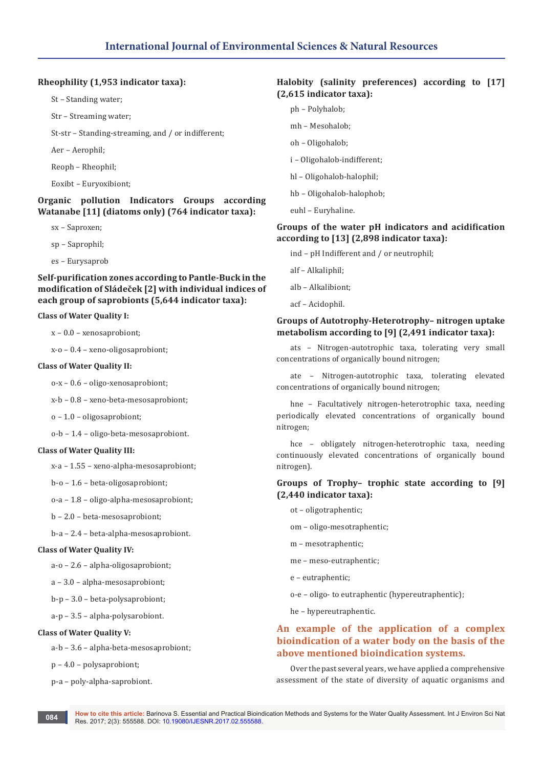**Rheophility (1,953 indicator taxa):**

St – Standing water;

Str – Streaming water;

St-str – Standing-streaming, and / or indifferent;

Aer – Aerophil;

Reoph – Rheophil;

Eoxibt – Euryoxibiont;

**Organic pollution Indicators Groups according Watanabe [11] (diatoms only) (764 indicator taxa):**

sx – Saproxen;

sp – Saprophil;

es – Eurysaprob

**Self-purification zones according to Pantle-Buck in the modification of Sládeček [2] with individual indices of each group of saprobionts (5,644 indicator taxa):**

**Class of Water Quality I:**

x – 0.0 – xenosaprobiont;

x-o – 0.4 – xeno-oligosaprobiont;

**Class of Water Quality II:**

o-x – 0.6 – oligo-xenosaprobiont;

x-b – 0.8 – xeno-beta-mesosaprobiont;

o – 1.0 – oligosaprobiont;

o-b – 1.4 – oligo-beta-mesosaprobiont.

**Class of Water Quality III:**

x-a – 1.55 – xeno-alpha-mesosaprobiont;

b-o – 1.6 – beta-oligosaprobiont;

o-a – 1.8 – oligo-alpha-mesosaprobiont;

b – 2.0 – beta-mesosaprobiont;

b-a – 2.4 – beta-alpha-mesosaprobiont.

**Class of Water Quality IV:**

a-o – 2.6 – alpha-oligosaprobiont;

a – 3.0 – alpha-mesosaprobiont;

b-p – 3.0 – beta-polysaprobiont;

a-p – 3.5 – alpha-polysarobiont.

**Class of Water Quality V:**

a-b – 3.6 – alpha-beta-mesosaprobiont;

p – 4.0 – polysaprobiont;

p-a – poly-alpha-saprobiont.

**Halobity (salinity preferences) according to [17] (2,615 indicator taxa):**

ph – Polyhalob;

mh – Mesohalob;

oh – Oligohalob;

i – Oligohalob-indifferent;

hl – Oligohalob-halophil;

hb – Oligohalob-halophob;

euhl – Euryhaline.

**Groups of the water pH indicators and acidification according to [13] (2,898 indicator taxa):**

ind – pH Indifferent and / or neutrophil;

alf – Alkaliphil;

alb – Alkalibiont;

acf – Acidophil.

**Groups of Autotrophy-Heterotrophy– nitrogen uptake metabolism according to [9] (2,491 indicator taxa):**

ats – Nitrogen-autotrophic taxa, tolerating very small concentrations of organically bound nitrogen;

ate – Nitrogen-autotrophic taxa, tolerating elevated concentrations of organically bound nitrogen;

hne – Facultatively nitrogen-heterotrophic taxa, needing periodically elevated concentrations of organically bound nitrogen;

hce – obligately nitrogen-heterotrophic taxa, needing continuously elevated concentrations of organically bound nitrogen).

**Groups of Trophy– trophic state according to [9] (2,440 indicator taxa):**

ot – oligotraphentic;

om – oligo-mesotraphentic;

m – mesotraphentic;

me – meso-eutraphentic;

e – eutraphentic;

o-e – oligo- to eutraphentic (hypereutraphentic);

he – hypereutraphentic.

## An example of the application of a complex bioindication of a water body on the basis of the above mentioned bioindication systems.

Over the past several years, we have applied a comprehensive assessment of the state of diversity of aquatic organisms and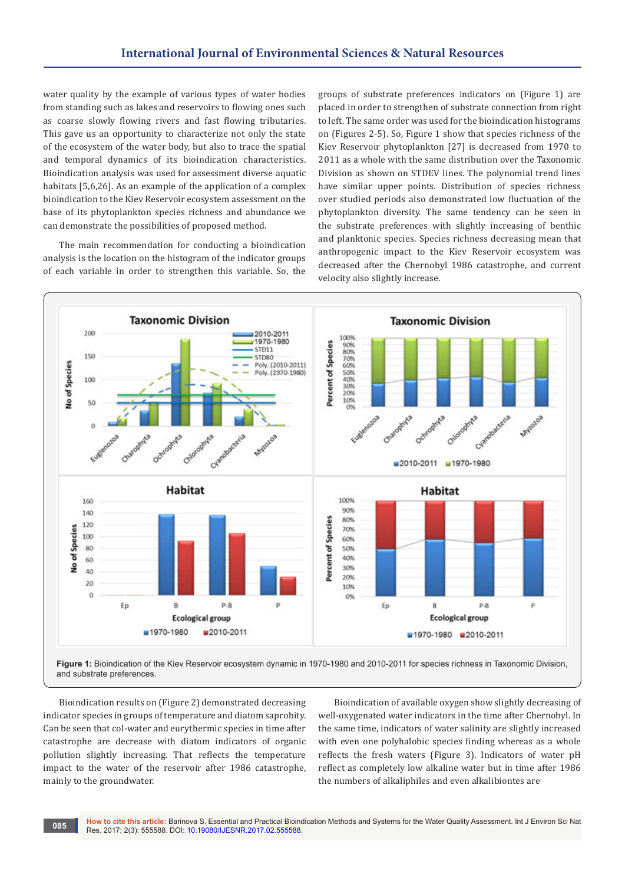water quality by the example of various types of water bodies from standing such as lakes and reservoirs to flowing ones such as coarse slowly flowing rivers and fast flowing tributaries. This gave us an opportunity to characterize not only the state of the ecosystem of the water body, but also to trace the spatial and temporal dynamics of its bioindication characteristics. Bioindication analysis was used for assessment diverse aquatic habitats [5,6,26]. As an example of the application of a complex bioindication to the Kiev Reservoir ecosystem assessment on the base of its phytoplankton species richness and abundance we can demonstrate the possibilities of proposed method.

The main recommendation for conducting a bioindication analysis is the location on the histogram of the indicator groups of each variable in order to strengthen this variable. So, the groups of substrate preferences indicators on (Figure 1) are placed in order to strengthen of substrate connection from right to left. The same order was used for the bioindication histograms on (Figures 2-5). So, Figure 1 show that species richness of the Kiev Reservoir phytoplankton [27] is decreased from 1970 to 2011 as a whole with the same distribution over the Taxonomic Division as shown on STDEV lines. The polynomial trend lines have similar upper points. Distribution of species richness over studied periods also demonstrated low fluctuation of the phytoplankton diversity. The same tendency can be seen in the substrate preferences with slightly increasing of benthic and planktonic species. Species richness decreasing mean that anthropogenic impact to the Kiev Reservoir ecosystem was decreased after the Chernobyl 1986 catastrophe, and current velocity also slightly increase.

**Figure 1:** Bioindication of the Kiev Reservoir ecosystem dynamic in 1970-1980 and 2010-2011 for species richness in Taxonomic Division, and substrate preferences.

Bioindication results on (Figure 2) demonstrated decreasing indicator species in groups of temperature and diatom saprobity. Can be seen that col-water and eurythermic species in time after catastrophe are decrease with diatom indicators of organic pollution slightly increasing. That reflects the temperature impact to the water of the reservoir after 1986 catastrophe, mainly to the groundwater.

Bioindication of available oxygen show slightly decreasing of well-oxygenated water indicators in the time after Chernobyl. In the same time, indicators of water salinity are slightly increased with even one polyhalobic species finding whereas as a whole reflects the fresh waters (Figure 3). Indicators of water pH reflect as completely low alkaline water but in time after 1986 the numbers of alkaliphiles and even alkalibiontes are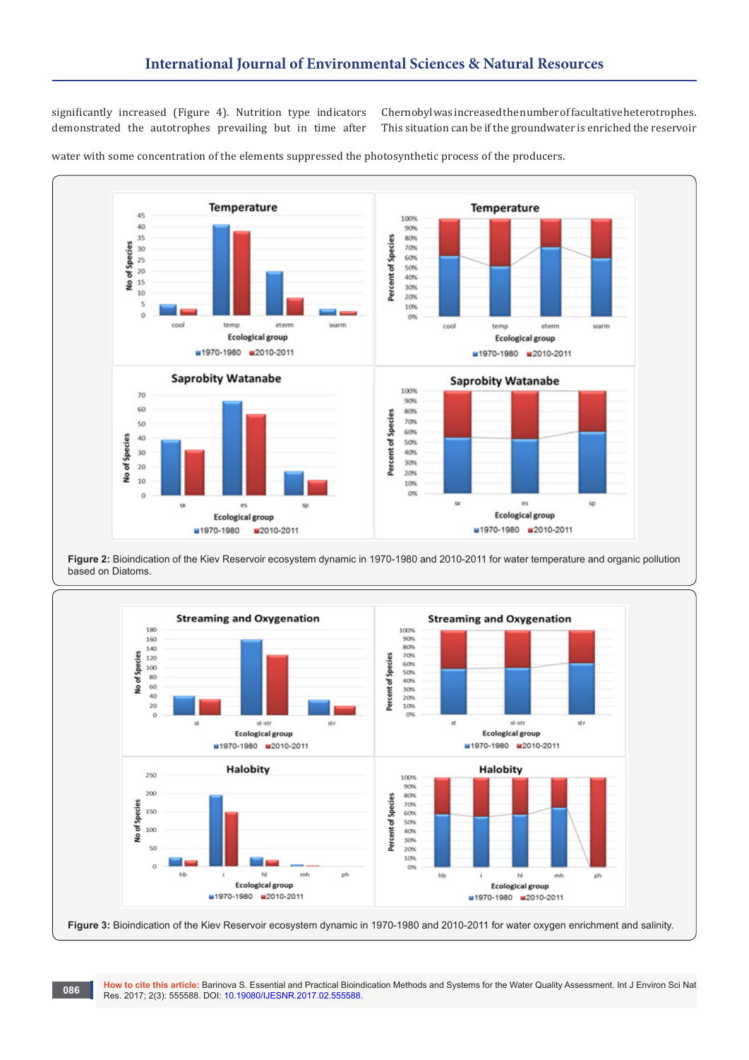significantly increased (Figure 4). Nutrition type indicators demonstrated the autotrophes prevailing but in time after Chernobyl was increased the number of facultative heterotrophes. This situation can be if the groundwater is enriched the reservoir water with some concentration of the elements suppressed the photosynthetic process of the producers.

**Figure 2:** Bioindication of the Kiev Reservoir ecosystem dynamic in 1970-1980 and 2010-2011 for water temperature and organic pollution based on Diatoms.

**Figure 3:** Bioindication of the Kiev Reservoir ecosystem dynamic in 1970-1980 and 2010-2011 for water oxygen enrichment and salinity.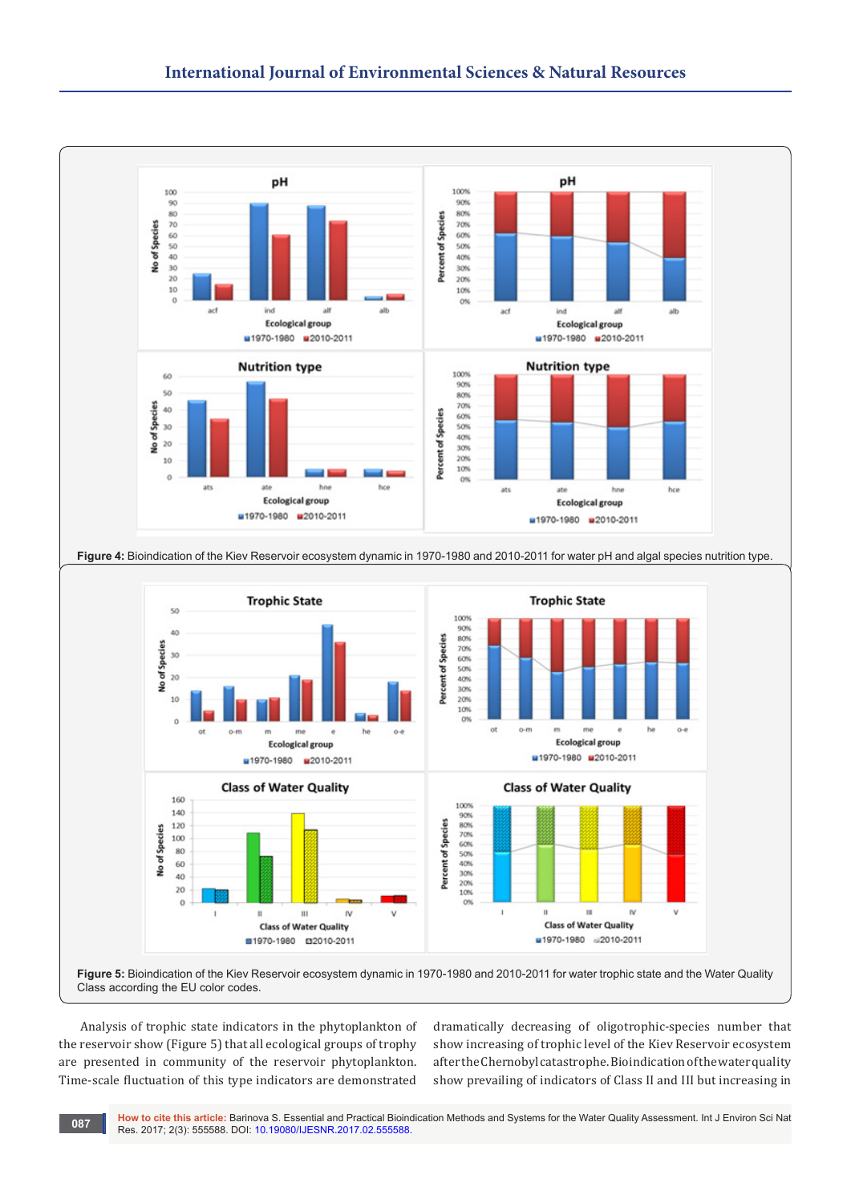**Figure 4:** Bioindication of the Kiev Reservoir ecosystem dynamic in 1970-1980 and 2010-2011 for water pH and algal species nutrition type.

**Figure 5:** Bioindication of the Kiev Reservoir ecosystem dynamic in 1970-1980 and 2010-2011 for water trophic state and the Water Quality Class according the EU color codes.

Analysis of trophic state indicators in the phytoplankton of the reservoir show (Figure 5) that all ecological groups of trophy are presented in community of the reservoir phytoplankton. Time-scale fluctuation of this type indicators are demonstrated dramatically decreasing of oligotrophic-species number that show increasing of trophic level of the Kiev Reservoir ecosystem after the Chernobyl catastrophe. Bioindication of the water quality show prevailing of indicators of Class II and III but increasing in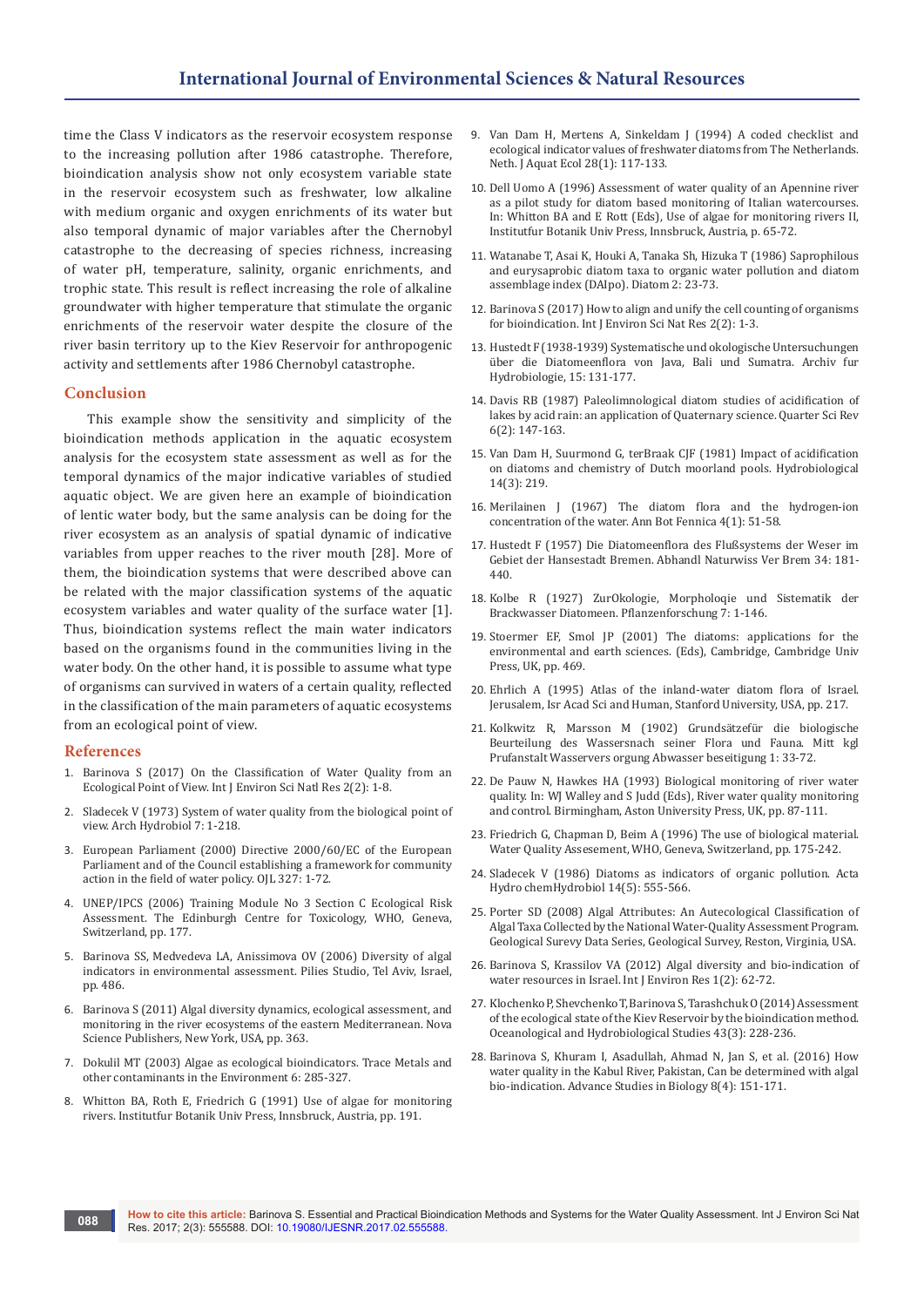time the Class V indicators as the reservoir ecosystem response to the increasing pollution after 1986 catastrophe. Therefore, bioindication analysis show not only ecosystem variable state in the reservoir ecosystem such as freshwater, low alkaline with medium organic and oxygen enrichments of its water but also temporal dynamic of major variables after the Chernobyl catastrophe to the decreasing of species richness, increasing of water pH, temperature, salinity, organic enrichments, and trophic state. This result is reflect increasing the role of alkaline groundwater with higher temperature that stimulate the organic enrichments of the reservoir water despite the closure of the river basin territory up to the Kiev Reservoir for anthropogenic activity and settlements after 1986 Chernobyl catastrophe.

## Conclusion

This example show the sensitivity and simplicity of the bioindication methods application in the aquatic ecosystem analysis for the ecosystem state assessment as well as for the temporal dynamics of the major indicative variables of studied aquatic object. We are given here an example of bioindication of lentic water body, but the same analysis can be doing for the river ecosystem as an analysis of spatial dynamic of indicative variables from upper reaches to the river mouth [28]. More of them, the bioindication systems that were described above can be related with the major classification systems of the aquatic ecosystem variables and water quality of the surface water [1]. Thus, bioindication systems reflect the main water indicators based on the organisms found in the communities living in the water body. On the other hand, it is possible to assume what type of organisms can survived in waters of a certain quality, reflected in the classification of the main parameters of aquatic ecosystems from an ecological point of view.

## References

1. Barinova S (2017) On the Classification of Water Quality from an Ecological Point of View. Int J Environ Sci Natl Res 2(2): 1-8.
2. Sladecek V (1973) System of water quality from the biological point of view. Arch Hydrobiol 7: 1-218.
3. European Parliament (2000) Directive 2000/60/EC of the European Parliament and of the Council establishing a framework for community action in the field of water policy. OJL 327: 1-72.
4. UNEP/IPCS (2006) Training Module No 3 Section C Ecological Risk Assessment. The Edinburgh Centre for Toxicology, WHO, Geneva, Switzerland, pp. 177.
5. Barinova SS, Medvedeva LA, Anissimova OV (2006) Diversity of algal indicators in environmental assessment. Pilies Studio, Tel Aviv, Israel, pp. 486.
6. Barinova S (2011) Algal diversity dynamics, ecological assessment, and monitoring in the river ecosystems of the eastern Mediterranean. Nova Science Publishers, New York, USA, pp. 363.
7. Dokulil MT (2003) Algae as ecological bioindicators. Trace Metals and other contaminants in the Environment 6: 285-327.
8. Whitton BA, Roth E, Friedrich G (1991) Use of algae for monitoring rivers. Institutfur Botanik Univ Press, Innsbruck, Austria, pp. 191.
9. Van Dam H, Mertens A, Sinkeldam J (1994) A coded checklist and ecological indicator values of freshwater diatoms from The Netherlands. Neth. J Aquat Ecol 28(1): 117-133.
10. Dell Uomo A (1996) Assessment of water quality of an Apennine river as a pilot study for diatom based monitoring of Italian watercourses. In: Whitton BA and E Rott (Eds), Use of algae for monitoring rivers II, Institutfur Botanik Univ Press, Innsbruck, Austria, p. 65-72.
11. Watanabe T, Asai K, Houki A, Tanaka Sh, Hizuka T (1986) Saprophilous and eurysaprobic diatom taxa to organic water pollution and diatom assemblage index (DAIpo). Diatom 2: 23-73.
12. Barinova S (2017) How to align and unify the cell counting of organisms for bioindication. Int J Environ Sci Nat Res 2(2): 1-3.
13. Hustedt F (1938-1939) Systematische und okologische Untersuchungen über die Diatomeenflora von Java, Bali und Sumatra. Archiv fur Hydrobiologie, 15: 131-177.
14. Davis RB (1987) Paleolimnological diatom studies of acidification of lakes by acid rain: an application of Quaternary science. Quarter Sci Rev 6(2): 147-163.
15. Van Dam H, Suurmond G, terBraak CJF (1981) Impact of acidification on diatoms and chemistry of Dutch moorland pools. Hydrobiological 14(3): 219.
16. Merilainen J (1967) The diatom flora and the hydrogen-ion concentration of the water. Ann Bot Fennica 4(1): 51-58.
17. Hustedt F (1957) Die Diatomeenflora des Flußsystems der Weser im Gebiet der Hansestadt Bremen. Abhandl Naturwiss Ver Brem 34: 181-440.
18. Kolbe R (1927) ZurOkologie, Morpholoqie und Sistematik der Brackwasser Diatomeen. Pflanzenforschung 7: 1-146.
19. Stoermer EF, Smol JP (2001) The diatoms: applications for the environmental and earth sciences. (Eds), Cambridge, Cambridge Univ Press, UK, pp. 469.
20. Ehrlich A (1995) Atlas of the inland-water diatom flora of Israel. Jerusalem, Isr Acad Sci and Human, Stanford University, USA, pp. 217.
21. Kolkwitz R, Marsson M (1902) Grundsätzefür die biologische Beurteilung des Wassersnach seiner Flora und Fauna. Mitt kgl Prufanstalt Wasservers orgung Abwasser beseitigung 1: 33-72.
22. De Pauw N, Hawkes HA (1993) Biological monitoring of river water quality. In: WJ Walley and S Judd (Eds), River water quality monitoring and control. Birmingham, Aston University Press, UK, pp. 87-111.
23. Friedrich G, Chapman D, Beim A (1996) The use of biological material. Water Quality Assesement, WHO, Geneva, Switzerland, pp. 175-242.
24. Sladecek V (1986) Diatoms as indicators of organic pollution. Acta Hydro chemHydrobiol 14(5): 555-566.
25. Porter SD (2008) Algal Attributes: An Autecological Classification of Algal Taxa Collected by the National Water-Quality Assessment Program. Geological Surevy Data Series, Geological Survey, Reston, Virginia, USA.
26. Barinova S, Krassilov VA (2012) Algal diversity and bio-indication of water resources in Israel. Int J Environ Res 1(2): 62-72.
27. Klochenko P, Shevchenko T, Barinova S, Tarashchuk O (2014) Assessment of the ecological state of the Kiev Reservoir by the bioindication method. Oceanological and Hydrobiological Studies 43(3): 228-236.
28. Barinova S, Khuram I, Asadullah, Ahmad N, Jan S, et al. (2016) How water quality in the Kabul River, Pakistan, Can be determined with algal bio-indication. Advance Studies in Biology 8(4): 151-171.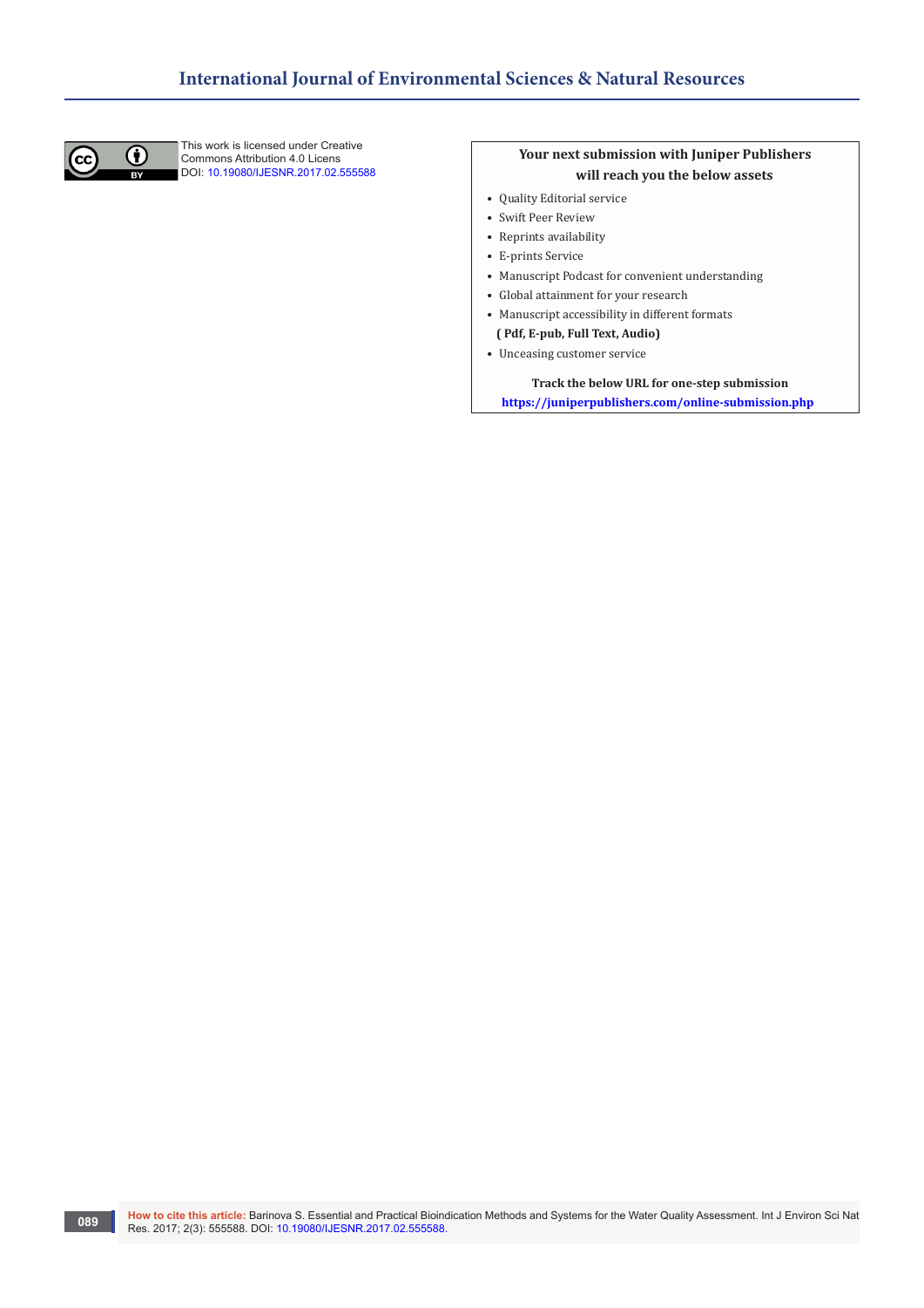This work is licensed under Creative Commons Attribution 4.0 Licens
DOI: 10.19080/IJESNR.2017.02.555588

**Your next submission with Juniper Publishers will reach you the below assets**

- Quality Editorial service
- Swift Peer Review
- Reprints availability
- E-prints Service
- Manuscript Podcast for convenient understanding
- Global attainment for your research
- Manuscript accessibility in different formats
  **( Pdf, E-pub, Full Text, Audio)**
- Unceasing customer service

**Track the below URL for one-step submission**
**https://juniperpublishers.com/online-submission.php**

**How to cite this article:** Barinova S. Essential and Practical Bioindication Methods and Systems for the Water Quality Assessment. Int J Environ Sci Nat Res. 2017; 2(3): 555588. DOI: 10.19080/IJESNR.2017.02.555588.